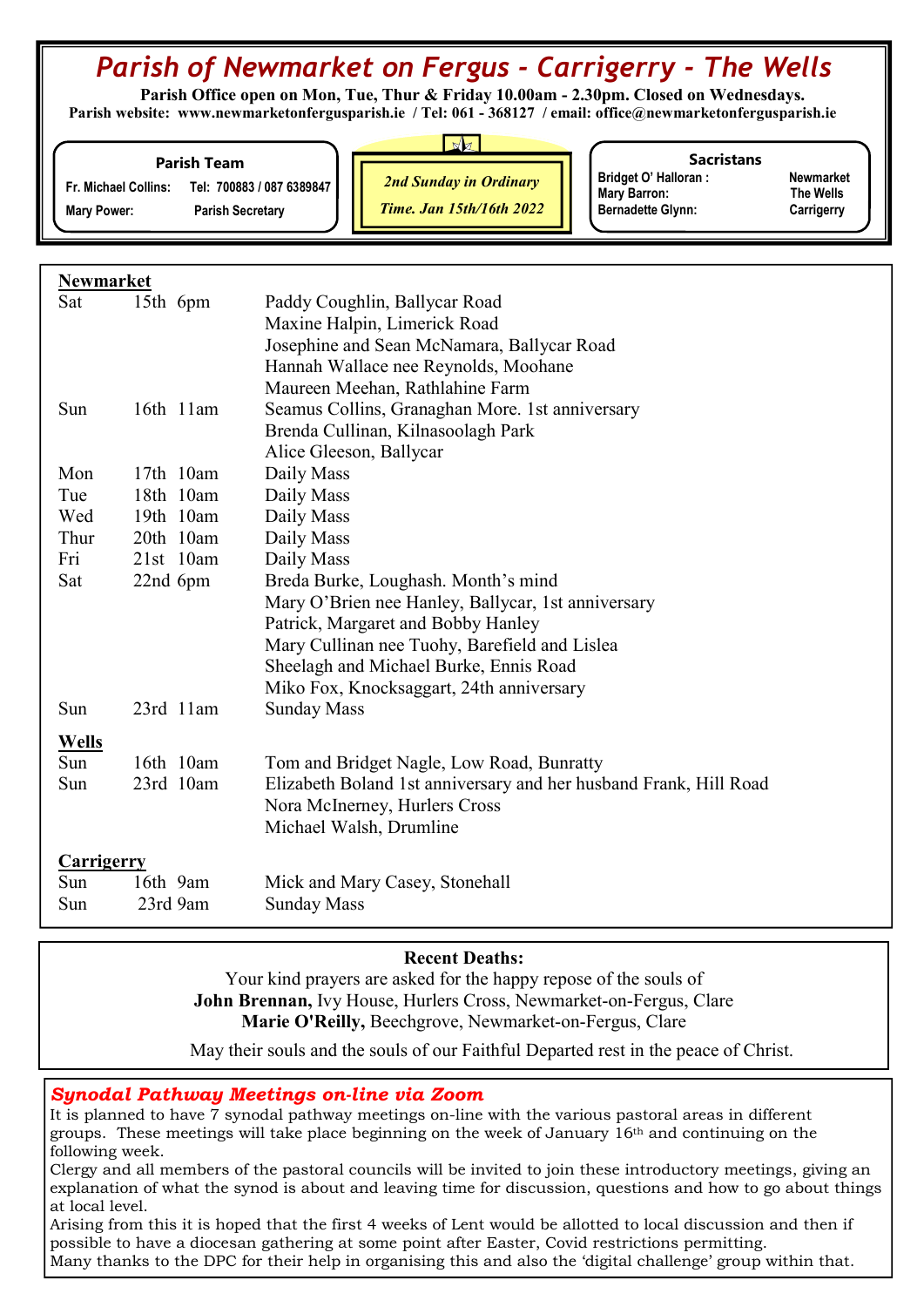# *Parish of Newmarket on Fergus - Carrigerry - The Wells*

**Parish Office open on Mon, Tue, Thur & Friday 10.00am - 2.30pm. Closed on Wednesdays.**
**Parish website: www.newmarketonfergusparish.ie / Tel: 061 - 368127 / email: office@newmarketonfergusparish.ie**

**Parish Team**

| | |
|---|---|
| Fr. Michael Collins: | Tel: 700883 / 087 6389847 |
| Mary Power: | Parish Secretary |

***2nd Sunday in Ordinary Time. Jan 15th/16th 2022***

**Sacristans**

| | |
|---|---|
| Bridget O' Halloran : | Newmarket |
| Mary Barron: | The Wells |
| Bernadette Glynn: | Carrigerry |

**Newmarket**

| | | |
|---|---|---|
| Sat | 15th 6pm | Paddy Coughlin, Ballycar Road |
| | | Maxine Halpin, Limerick Road |
| | | Josephine and Sean McNamara, Ballycar Road |
| | | Hannah Wallace nee Reynolds, Moohane |
| | | Maureen Meehan, Rathlahine Farm |
| Sun | 16th 11am | Seamus Collins, Granaghan More. 1st anniversary |
| | | Brenda Cullinan, Kilnasoolagh Park |
| | | Alice Gleeson, Ballycar |
| Mon | 17th 10am | Daily Mass |
| Tue | 18th 10am | Daily Mass |
| Wed | 19th 10am | Daily Mass |
| Thur | 20th 10am | Daily Mass |
| Fri | 21st 10am | Daily Mass |
| Sat | 22nd 6pm | Breda Burke, Loughash. Month's mind |
| | | Mary O'Brien nee Hanley, Ballycar, 1st anniversary |
| | | Patrick, Margaret and Bobby Hanley |
| | | Mary Cullinan nee Tuohy, Barefield and Lislea |
| | | Sheelagh and Michael Burke, Ennis Road |
| | | Miko Fox, Knocksaggart, 24th anniversary |
| Sun | 23rd 11am | Sunday Mass |

**Wells**

| | | |
|---|---|---|
| Sun | 16th 10am | Tom and Bridget Nagle, Low Road, Bunratty |
| Sun | 23rd 10am | Elizabeth Boland 1st anniversary and her husband Frank, Hill Road |
| | | Nora McInerney, Hurlers Cross |
| | | Michael Walsh, Drumline |

**Carrigerry**

| | | |
|---|---|---|
| Sun | 16th 9am | Mick and Mary Casey, Stonehall |
| Sun | 23rd 9am | Sunday Mass |

**Recent Deaths:**

Your kind prayers are asked for the happy repose of the souls of
**John Brennan,** Ivy House, Hurlers Cross, Newmarket-on-Fergus, Clare
**Marie O'Reilly,** Beechgrove, Newmarket-on-Fergus, Clare

May their souls and the souls of our Faithful Departed rest in the peace of Christ.

## *Synodal Pathway Meetings on-line via Zoom*

It is planned to have 7 synodal pathway meetings on-line with the various pastoral areas in different groups. These meetings will take place beginning on the week of January 16th and continuing on the following week.

Clergy and all members of the pastoral councils will be invited to join these introductory meetings, giving an explanation of what the synod is about and leaving time for discussion, questions and how to go about things at local level.

Arising from this it is hoped that the first 4 weeks of Lent would be allotted to local discussion and then if possible to have a diocesan gathering at some point after Easter, Covid restrictions permitting.

Many thanks to the DPC for their help in organising this and also the 'digital challenge' group within that.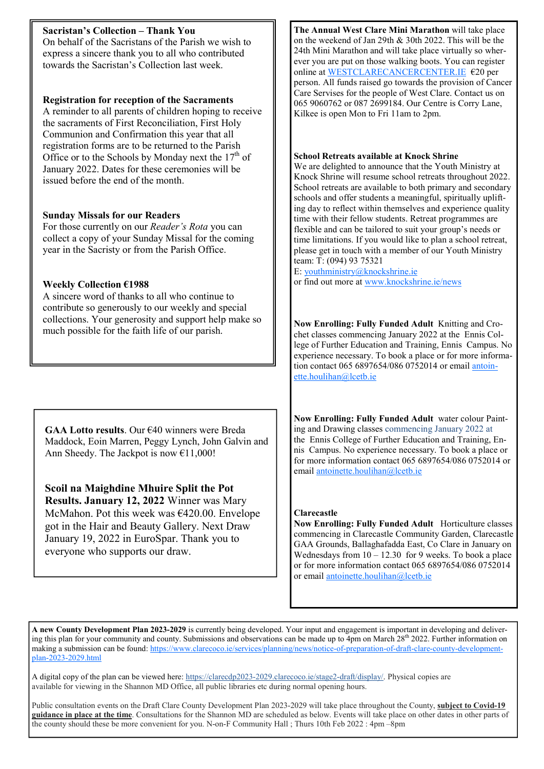**Sacristan's Collection – Thank You**
On behalf of the Sacristans of the Parish we wish to express a sincere thank you to all who contributed towards the Sacristan's Collection last week.

**Registration for reception of the Sacraments**
A reminder to all parents of children hoping to receive the sacraments of First Reconciliation, First Holy Communion and Confirmation this year that all registration forms are to be returned to the Parish Office or to the Schools by Monday next the 17th of January 2022. Dates for these ceremonies will be issued before the end of the month.

**Sunday Missals for our Readers**
For those currently on our *Reader's Rota* you can collect a copy of your Sunday Missal for the coming year in the Sacristy or from the Parish Office.

**Weekly Collection €1988**
A sincere word of thanks to all who continue to contribute so generously to our weekly and special collections. Your generosity and support help make so much possible for the faith life of our parish.

**GAA Lotto results**. Our €40 winners were Breda Maddock, Eoin Marren, Peggy Lynch, John Galvin and Ann Sheedy. The Jackpot is now €11,000!

**Scoil na Maighdine Mhuire Split the Pot Results. January 12, 2022** Winner was Mary McMahon. Pot this week was €420.00. Envelope got in the Hair and Beauty Gallery. Next Draw January 19, 2022 in EuroSpar. Thank you to everyone who supports our draw.

**The Annual West Clare Mini Marathon** will take place on the weekend of Jan 29th & 30th 2022. This will be the 24th Mini Marathon and will take place virtually so wherever you are put on those walking boots. You can register online at WESTCLARECANCERCENTER.IE €20 per person. All funds raised go towards the provision of Cancer Care Servises for the people of West Clare. Contact us on 065 9060762 or 087 2699184. Our Centre is Corry Lane, Kilkee is open Mon to Fri 11am to 2pm.

**School Retreats available at Knock Shrine**
We are delighted to announce that the Youth Ministry at Knock Shrine will resume school retreats throughout 2022. School retreats are available to both primary and secondary schools and offer students a meaningful, spiritually uplifting day to reflect within themselves and experience quality time with their fellow students. Retreat programmes are flexible and can be tailored to suit your group's needs or time limitations. If you would like to plan a school retreat, please get in touch with a member of our Youth Ministry team: T: (094) 93 75321
E: youthministry@knockshrine.ie
or find out more at www.knockshrine.ie/news

**Now Enrolling: Fully Funded Adult** Knitting and Crochet classes commencing January 2022 at the Ennis College of Further Education and Training, Ennis Campus. No experience necessary. To book a place or for more information contact 065 6897654/086 0752014 or email antoinette.houlihan@lcetb.ie

**Now Enrolling: Fully Funded Adult** water colour Painting and Drawing classes commencing January 2022 at the Ennis College of Further Education and Training, Ennis Campus. No experience necessary. To book a place or for more information contact 065 6897654/086 0752014 or email antoinette.houlihan@lcetb.ie

**Clarecastle**
**Now Enrolling: Fully Funded Adult** Horticulture classes commencing in Clarecastle Community Garden, Clarecastle GAA Grounds, Ballaghafadda East, Co Clare in January on Wednesdays from 10 – 12.30 for 9 weeks. To book a place or for more information contact 065 6897654/086 0752014 or email antoinette.houlihan@lcetb.ie

**A new County Development Plan 2023-2029** is currently being developed. Your input and engagement is important in developing and delivering this plan for your community and county. Submissions and observations can be made up to 4pm on March 28th 2022. Further information on making a submission can be found: https://www.clarecoco.ie/services/planning/news/notice-of-preparation-of-draft-clare-county-development-plan-2023-2029.html

A digital copy of the plan can be viewed here: https://clarecdp2023-2029.clarecoco.ie/stage2-draft/display/. Physical copies are available for viewing in the Shannon MD Office, all public libraries etc during normal opening hours.

Public consultation events on the Draft Clare County Development Plan 2023-2029 will take place throughout the County, **subject to Covid-19 guidance in place at the time**. Consultations for the Shannon MD are scheduled as below. Events will take place on other dates in other parts of the county should these be more convenient for you. N-on-F Community Hall ; Thurs 10th Feb 2022 : 4pm –8pm